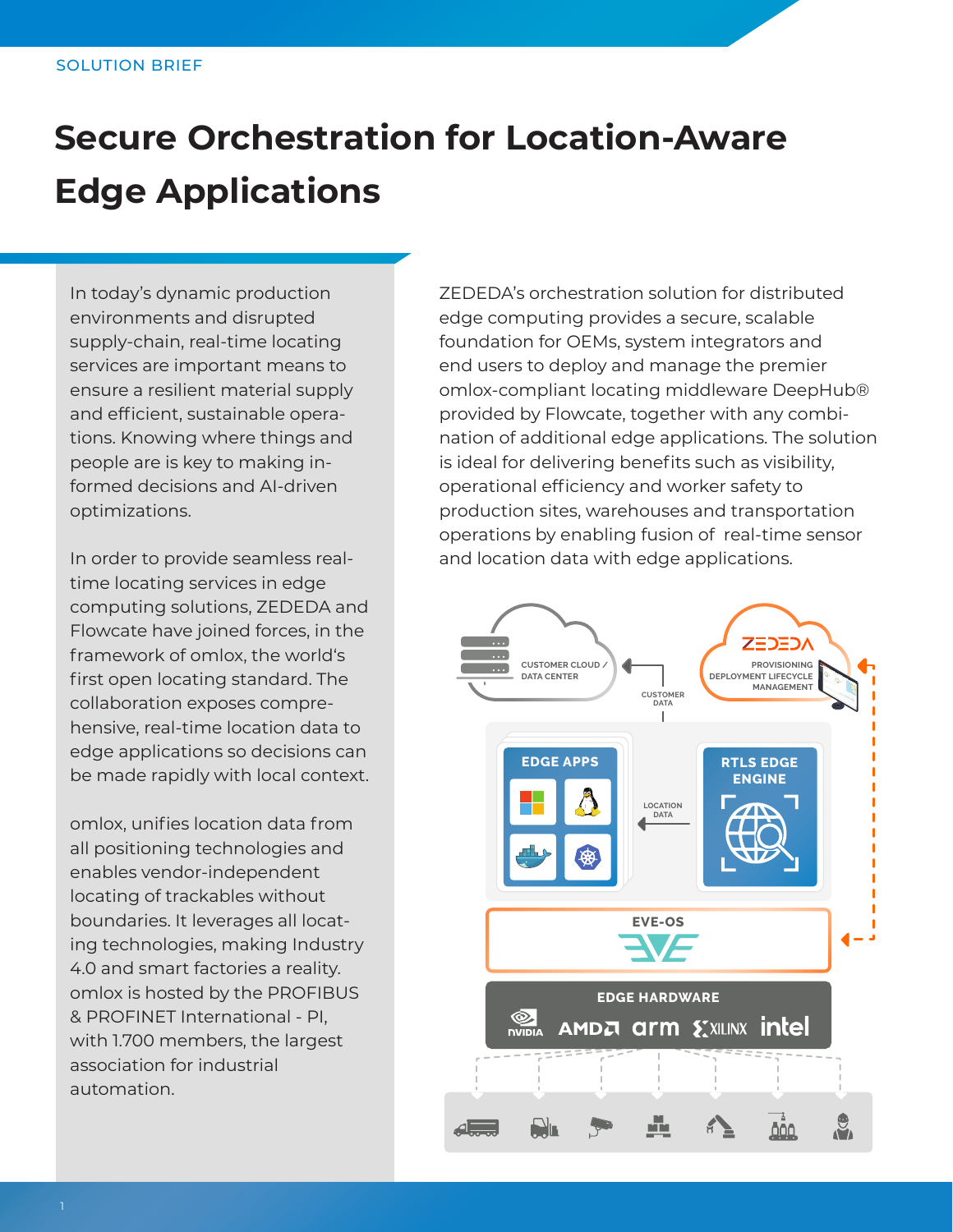SOLUTION BRIEF

# Secure Orchestration for Location-Aware Edge Applications

In today's dynamic production environments and disrupted supply-chain, real-time locating services are important means to ensure a resilient material supply and efficient, sustainable operations. Knowing where things and people are is key to making informed decisions and AI-driven optimizations.

In order to provide seamless real-time locating services in edge computing solutions, ZEDEDA and Flowcate have joined forces, in the framework of omlox, the world's first open locating standard. The collaboration exposes comprehensive, real-time location data to edge applications so decisions can be made rapidly with local context.

omlox, unifies location data from all positioning technologies and enables vendor-independent locating of trackables without boundaries. It leverages all locating technologies, making Industry 4.0 and smart factories a reality. omlox is hosted by the PROFIBUS & PROFINET International - PI, with 1.700 members, the largest association for industrial automation.

ZEDEDA's orchestration solution for distributed edge computing provides a secure, scalable foundation for OEMs, system integrators and end users to deploy and manage the premier omlox-compliant locating middleware DeepHub® provided by Flowcate, together with any combination of additional edge applications. The solution is ideal for delivering benefits such as visibility, operational efficiency and worker safety to production sites, warehouses and transportation operations by enabling fusion of real-time sensor and location data with edge applications.

CUSTOMER CLOUD / DATA CENTER

ZEDEDA — PROVISIONING, DEPLOYMENT LIFECYCLE MANAGEMENT

CUSTOMER DATA

EDGE APPS

LOCATION DATA

RTLS EDGE ENGINE

EVE-OS

EDGE HARDWARE — NVIDIA, AMD, arm, XILINX, intel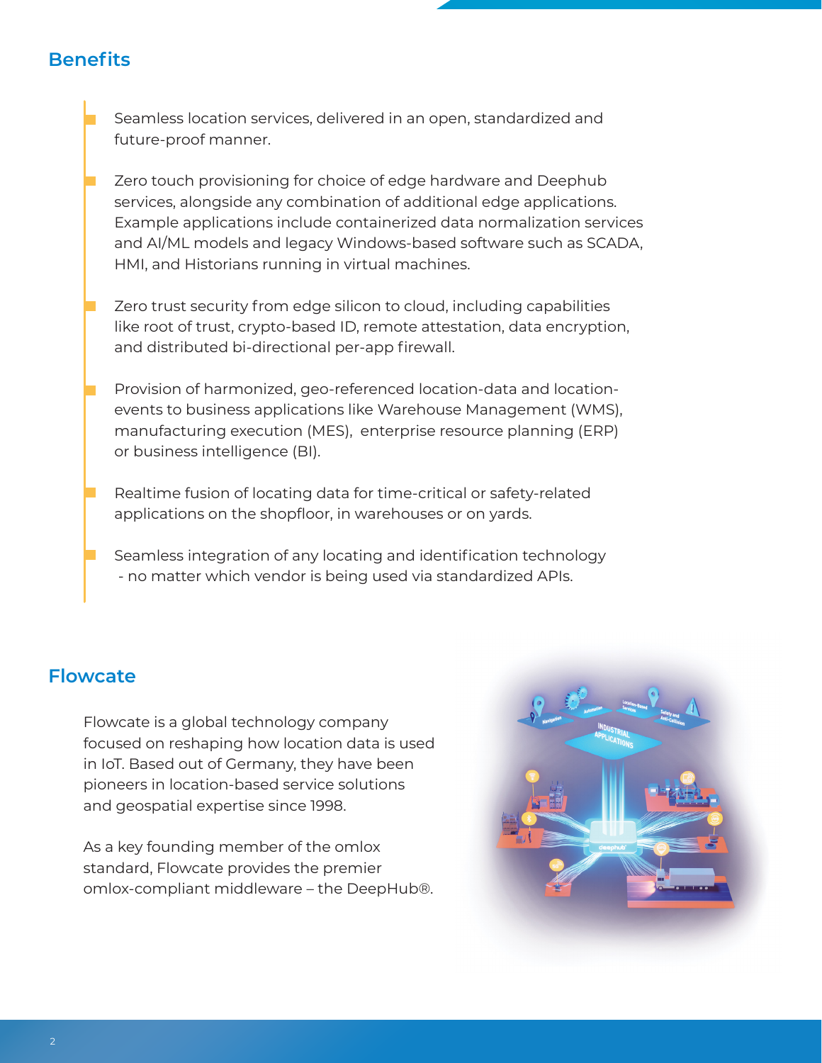## Benefits

- Seamless location services, delivered in an open, standardized and future-proof manner.
- Zero touch provisioning for choice of edge hardware and Deephub services, alongside any combination of additional edge applications. Example applications include containerized data normalization services and AI/ML models and legacy Windows-based software such as SCADA, HMI, and Historians running in virtual machines.
- Zero trust security from edge silicon to cloud, including capabilities like root of trust, crypto-based ID, remote attestation, data encryption, and distributed bi-directional per-app firewall.
- Provision of harmonized, geo-referenced location-data and location-events to business applications like Warehouse Management (WMS), manufacturing execution (MES), enterprise resource planning (ERP) or business intelligence (BI).
- Realtime fusion of locating data for time-critical or safety-related applications on the shopfloor, in warehouses or on yards.
- Seamless integration of any locating and identification technology - no matter which vendor is being used via standardized APIs.

## Flowcate

Flowcate is a global technology company focused on reshaping how location data is used in IoT. Based out of Germany, they have been pioneers in location-based service solutions and geospatial expertise since 1998.

As a key founding member of the omlox standard, Flowcate provides the premier omlox-compliant middleware – the DeepHub®.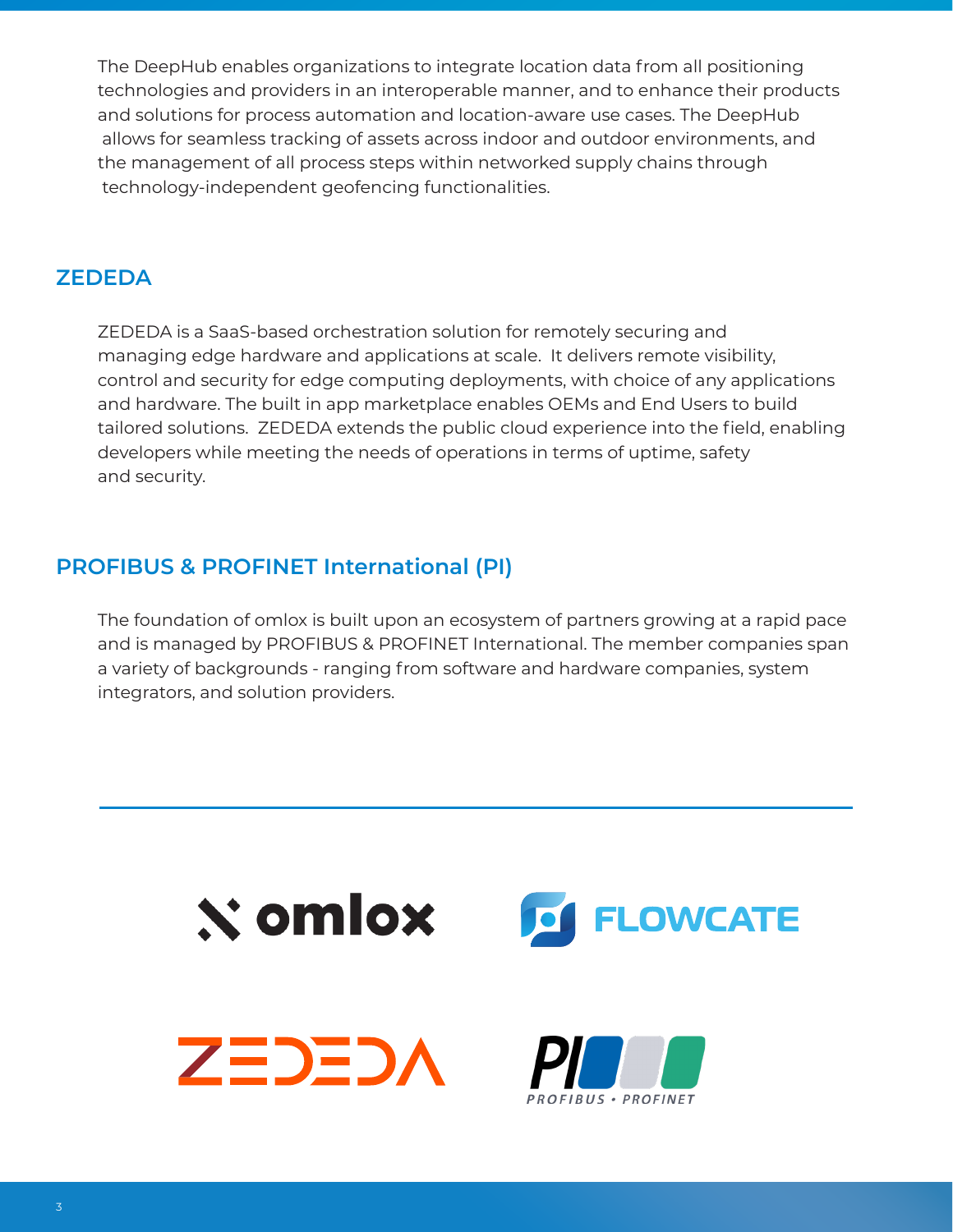The DeepHub enables organizations to integrate location data from all positioning technologies and providers in an interoperable manner, and to enhance their products and solutions for process automation and location-aware use cases. The DeepHub allows for seamless tracking of assets across indoor and outdoor environments, and the management of all process steps within networked supply chains through technology-independent geofencing functionalities.

## ZEDEDA

ZEDEDA is a SaaS-based orchestration solution for remotely securing and managing edge hardware and applications at scale. It delivers remote visibility, control and security for edge computing deployments, with choice of any applications and hardware. The built in app marketplace enables OEMs and End Users to build tailored solutions. ZEDEDA extends the public cloud experience into the field, enabling developers while meeting the needs of operations in terms of uptime, safety and security.

## PROFIBUS & PROFINET International (PI)

The foundation of omlox is built upon an ecosystem of partners growing at a rapid pace and is managed by PROFIBUS & PROFINET International. The member companies span a variety of backgrounds - ranging from software and hardware companies, system integrators, and solution providers.

---

omlox

FLOWCATE

ZEDEDA

PI PROFIBUS • PROFINET